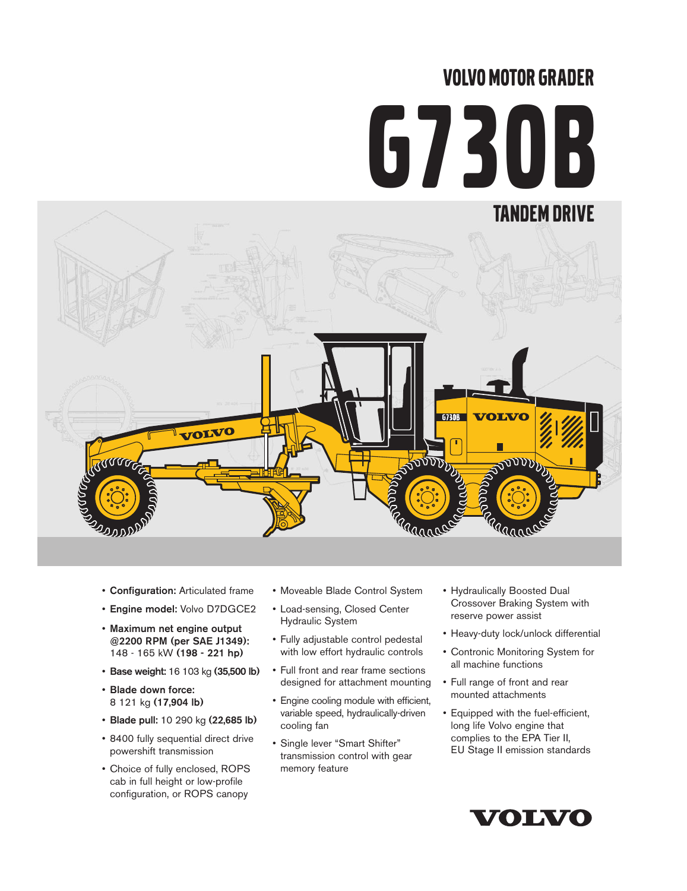# VOLVO MOTOR GRADER

# G730B

## TANDEM DRIVE

- **Configuration:** Articulated frame
- **Engine model:** Volvo D7DGCE2
- **Maximum net engine output @2200 RPM (per SAE J1349):** 148 - 165 kW **(198 - 221 hp)**
- **Base weight:** 16 103 kg **(35,500 lb)**
- **Blade down force:** 8 121 kg **(17,904 lb)**
- **Blade pull:** 10 290 kg **(22,685 lb)**
- 8400 fully sequential direct drive powershift transmission
- Choice of fully enclosed, ROPS cab in full height or low-profile configuration, or ROPS canopy
- Moveable Blade Control System
- Load-sensing, Closed Center Hydraulic System
- Fully adjustable control pedestal with low effort hydraulic controls
- Full front and rear frame sections designed for attachment mounting
- Engine cooling module with efficient, variable speed, hydraulically-driven cooling fan
- Single lever "Smart Shifter" transmission control with gear memory feature
- Hydraulically Boosted Dual Crossover Braking System with reserve power assist
- Heavy-duty lock/unlock differential
- Contronic Monitoring System for all machine functions
- Full range of front and rear mounted attachments
- Equipped with the fuel-efficient, long life Volvo engine that complies to the EPA Tier II, EU Stage II emission standards

VOLVO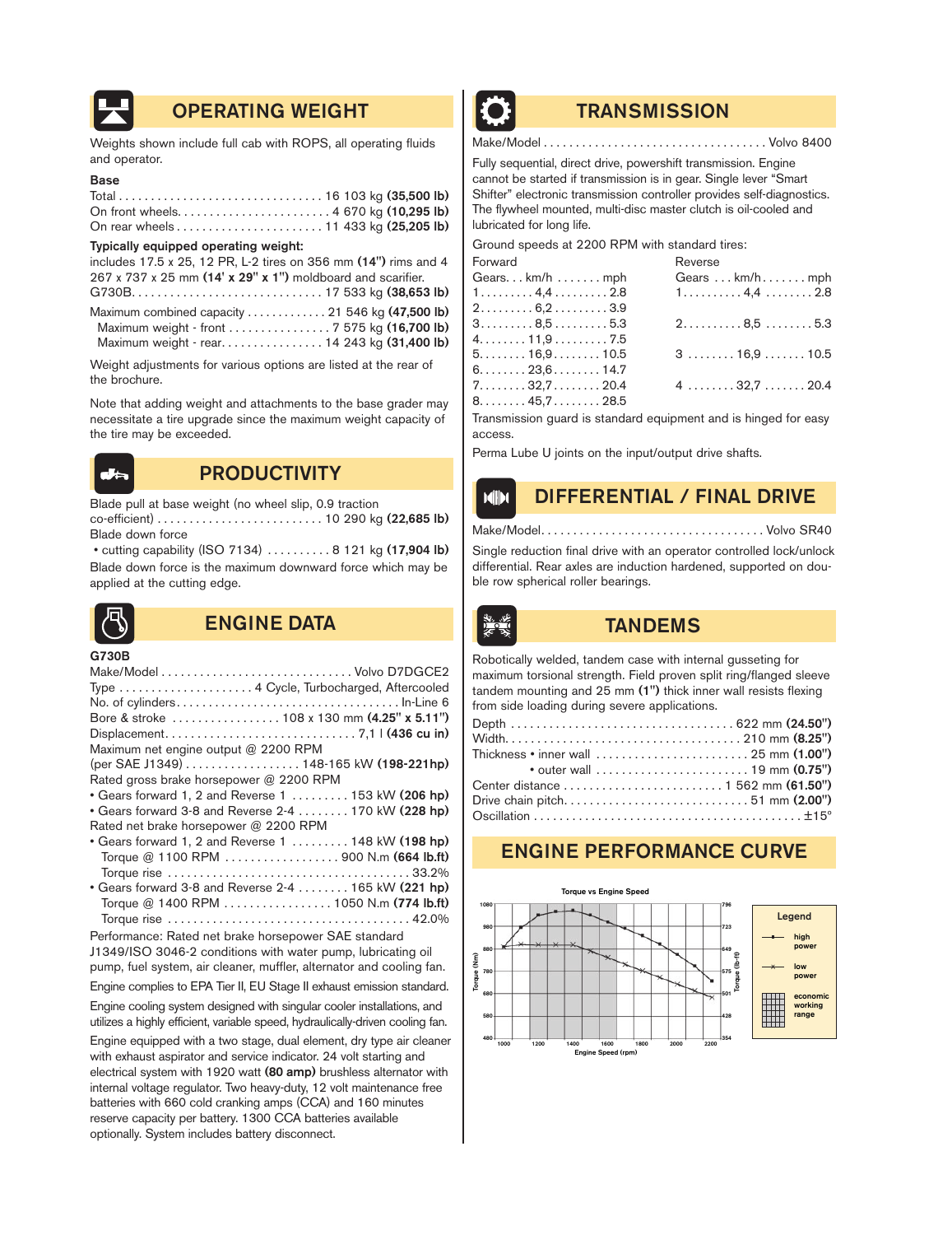## OPERATING WEIGHT

Weights shown include full cab with ROPS, all operating fluids and operator.

**Base**

Total ................................ 16 103 kg **(35,500 lb)**
On front wheels........................ 4 670 kg **(10,295 lb)**
On rear wheels ........................ 11 433 kg **(25,205 lb)**

**Typically equipped operating weight:**

includes 17.5 x 25, 12 PR, L-2 tires on 356 mm **(14")** rims and 4 267 x 737 x 25 mm **(14' x 29" x 1")** moldboard and scarifier.
G730B............................. 17 533 kg **(38,653 lb)**

Maximum combined capacity ............. 21 546 kg **(47,500 lb)**
Maximum weight - front ................ 7 575 kg **(16,700 lb)**
Maximum weight - rear................ 14 243 kg **(31,400 lb)**

Weight adjustments for various options are listed at the rear of the brochure.

Note that adding weight and attachments to the base grader may necessitate a tire upgrade since the maximum weight capacity of the tire may be exceeded.

## PRODUCTIVITY

Blade pull at base weight (no wheel slip, 0.9 traction co-efficient) .......................... 10 290 kg **(22,685 lb)**
Blade down force
- cutting capability (ISO 7134) .......... 8 121 kg **(17,904 lb)**

Blade down force is the maximum downward force which may be applied at the cutting edge.

## ENGINE DATA

**G730B**

Make/Model ............................. Volvo D7DGCE2
Type ..................... 4 Cycle, Turbocharged, Aftercooled
No. of cylinders.................................. In-Line 6
Bore & stroke ................. 108 x 130 mm **(4.25" x 5.11")**
Displacement.............................. 7,1 l **(436 cu in)**
Maximum net engine output @ 2200 RPM
(per SAE J1349) .................. 148-165 kW **(198-221hp)**
Rated gross brake horsepower @ 2200 RPM
- Gears forward 1, 2 and Reverse 1 ......... 153 kW **(206 hp)**
- Gears forward 3-8 and Reverse 2-4 ........ 170 kW **(228 hp)**

Rated net brake horsepower @ 2200 RPM
- Gears forward 1, 2 and Reverse 1 ......... 148 kW **(198 hp)**
  Torque @ 1100 RPM .................. 900 N.m **(664 lb.ft)**
  Torque rise ..................................... 33.2%
- Gears forward 3-8 and Reverse 2-4 ........ 165 kW **(221 hp)**
  Torque @ 1400 RPM ................. 1050 N.m **(774 lb.ft)**
  Torque rise .................................... 42.0%

Performance: Rated net brake horsepower SAE standard J1349/ISO 3046-2 conditions with water pump, lubricating oil pump, fuel system, air cleaner, muffler, alternator and cooling fan.

Engine complies to EPA Tier II, EU Stage II exhaust emission standard.

Engine cooling system designed with singular cooler installations, and utilizes a highly efficient, variable speed, hydraulically-driven cooling fan.

Engine equipped with a two stage, dual element, dry type air cleaner with exhaust aspirator and service indicator. 24 volt starting and electrical system with 1920 watt **(80 amp)** brushless alternator with internal voltage regulator. Two heavy-duty, 12 volt maintenance free batteries with 660 cold cranking amps (CCA) and 160 minutes reserve capacity per battery. 1300 CCA batteries available optionally. System includes battery disconnect.

## TRANSMISSION

Make/Model ................................... Volvo 8400

Fully sequential, direct drive, powershift transmission. Engine cannot be started if transmission is in gear. Single lever "Smart Shifter" electronic transmission controller provides self-diagnostics. The flywheel mounted, multi-disc master clutch is oil-cooled and lubricated for long life.

Ground speeds at 2200 RPM with standard tires:

| Forward Gears | km/h | mph | Reverse Gears | km/h | mph |
|---|---|---|---|---|---|
| 1 | 4,4 | 2.8 | 1 | 4,4 | 2.8 |
| 2 | 6,2 | 3.9 | | | |
| 3 | 8,5 | 5.3 | 2 | 8,5 | 5.3 |
| 4 | 11,9 | 7.5 | | | |
| 5 | 16,9 | 10.5 | 3 | 16,9 | 10.5 |
| 6 | 23,6 | 14.7 | | | |
| 7 | 32,7 | 20.4 | 4 | 32,7 | 20.4 |
| 8 | 45,7 | 28.5 | | | |

Transmission guard is standard equipment and is hinged for easy access.

Perma Lube U joints on the input/output drive shafts.

## DIFFERENTIAL / FINAL DRIVE

Make/Model.................................. Volvo SR40

Single reduction final drive with an operator controlled lock/unlock differential. Rear axles are induction hardened, supported on double row spherical roller bearings.

## TANDEMS

Robotically welded, tandem case with internal gusseting for maximum torsional strength. Field proven split ring/flanged sleeve tandem mounting and 25 mm **(1")** thick inner wall resists flexing from side loading during severe applications.

Depth .................................. 622 mm **(24.50")**
Width.................................... 210 mm **(8.25")**
Thickness • inner wall ........................ 25 mm **(1.00")**
• outer wall ........................ 19 mm **(0.75")**
Center distance ......................... 1 562 mm **(61.50")**
Drive chain pitch............................ 51 mm **(2.00")**
Oscillation ......................................... ±15°

## ENGINE PERFORMANCE CURVE

Torque vs Engine Speed

Legend: high power; low power; economic working range

Torque (Nm): 480–1080; Torque (lb-ft): 354–796; Engine Speed (rpm): 1000–2200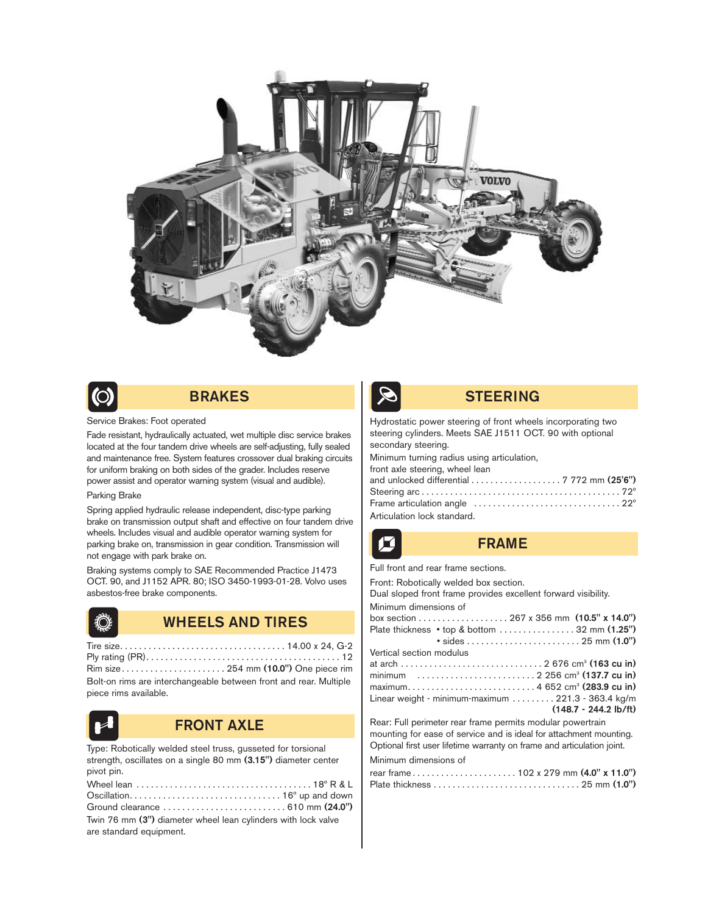## BRAKES

Service Brakes: Foot operated

Fade resistant, hydraulically actuated, wet multiple disc service brakes located at the four tandem drive wheels are self-adjusting, fully sealed and maintenance free. System features crossover dual braking circuits for uniform braking on both sides of the grader. Includes reserve power assist and operator warning system (visual and audible).

Parking Brake

Spring applied hydraulic release independent, disc-type parking brake on transmission output shaft and effective on four tandem drive wheels. Includes visual and audible operator warning system for parking brake on, transmission in gear condition. Transmission will not engage with park brake on.

Braking systems comply to SAE Recommended Practice J1473 OCT. 90, and J1152 APR. 80; ISO 3450-1993-01-28. Volvo uses asbestos-free brake components.

## WHEELS AND TIRES

Tire size. . . . . . . . . . . . . . . . . . . . . . . . . . . . . . . . . . . 14.00 x 24, G-2
Ply rating (PR). . . . . . . . . . . . . . . . . . . . . . . . . . . . . . . . . . . . . . . 12
Rim size. . . . . . . . . . . . . . . . . . . . . . 254 mm **(10.0")** One piece rim

Bolt-on rims are interchangeable between front and rear. Multiple piece rims available.

## FRONT AXLE

Type: Robotically welded steel truss, gusseted for torsional strength, oscillates on a single 80 mm **(3.15")** diameter center pivot pin.

Wheel lean . . . . . . . . . . . . . . . . . . . . . . . . . . . . . . . . . . . . 18° R & L
Oscillation. . . . . . . . . . . . . . . . . . . . . . . . . . . . . . . . 16° up and down
Ground clearance . . . . . . . . . . . . . . . . . . . . . . . . . . 610 mm **(24.0")**

Twin 76 mm **(3")** diameter wheel lean cylinders with lock valve are standard equipment.

## STEERING

Hydrostatic power steering of front wheels incorporating two steering cylinders. Meets SAE J1511 OCT. 90 with optional secondary steering.

Minimum turning radius using articulation,
front axle steering, wheel lean
and unlocked differential . . . . . . . . . . . . . . . . . . . 7 772 mm **(25'6")**
Steering arc . . . . . . . . . . . . . . . . . . . . . . . . . . . . . . . . . . . . . . . . . 72°
Frame articulation angle . . . . . . . . . . . . . . . . . . . . . . . . . . . . . . . 22°

Articulation lock standard.

## FRAME

Full front and rear frame sections.

Front: Robotically welded box section.
Dual sloped front frame provides excellent forward visibility.

Minimum dimensions of
box section . . . . . . . . . . . . . . . . . . . 267 x 356 mm **(10.5" x 14.0")**
Plate thickness • top & bottom . . . . . . . . . . . . . . . . 32 mm **(1.25")**
• sides . . . . . . . . . . . . . . . . . . . . . . . . 25 mm **(1.0")**

Vertical section modulus
at arch . . . . . . . . . . . . . . . . . . . . . . . . . . . . . 2 676 cm³ **(163 cu in)**
minimum . . . . . . . . . . . . . . . . . . . . . . . . . 2 256 cm³ **(137.7 cu in)**
maximum. . . . . . . . . . . . . . . . . . . . . . . . . . 4 652 cm³ **(283.9 cu in)**
Linear weight - minimum-maximum . . . . . . . . . 221.3 - 363.4 kg/m **(148.7 - 244.2 lb/ft)**

Rear: Full perimeter rear frame permits modular powertrain mounting for ease of service and is ideal for attachment mounting. Optional first user lifetime warranty on frame and articulation joint.

Minimum dimensions of
rear frame. . . . . . . . . . . . . . . . . . . . . 102 x 279 mm **(4.0" x 11.0")**
Plate thickness . . . . . . . . . . . . . . . . . . . . . . . . . . . . . . 25 mm **(1.0")**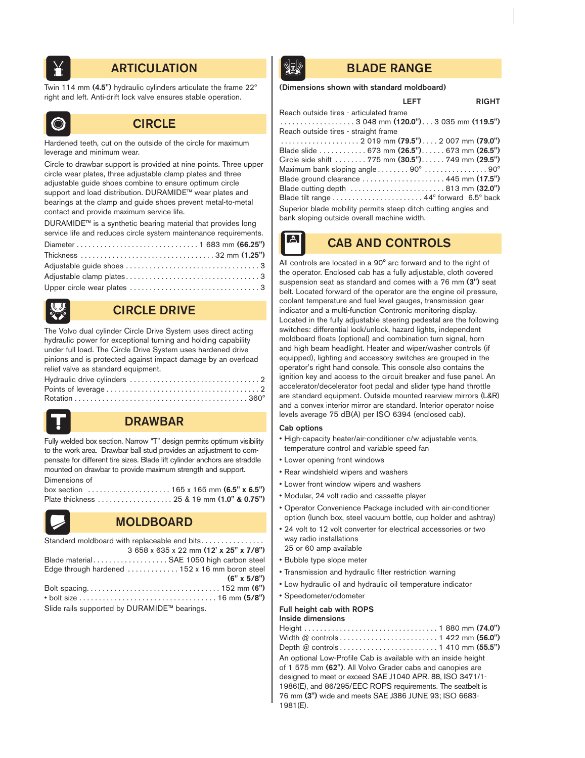## ARTICULATION

Twin 114 mm **(4.5")** hydraulic cylinders articulate the frame 22° right and left. Anti-drift lock valve ensures stable operation.

## CIRCLE

Hardened teeth, cut on the outside of the circle for maximum leverage and minimum wear.

Circle to drawbar support is provided at nine points. Three upper circle wear plates, three adjustable clamp plates and three adjustable guide shoes combine to ensure optimum circle support and load distribution. DURAMIDE™ wear plates and bearings at the clamp and guide shoes prevent metal-to-metal contact and provide maximum service life.

DURAMIDE™ is a synthetic bearing material that provides long service life and reduces circle system maintenance requirements.

| | |
|---|---|
| Diameter | 1 683 mm **(66.25")** |
| Thickness | 32 mm **(1.25")** |
| Adjustable guide shoes | 3 |
| Adjustable clamp plates | 3 |
| Upper circle wear plates | 3 |

## CIRCLE DRIVE

The Volvo dual cylinder Circle Drive System uses direct acting hydraulic power for exceptional turning and holding capability under full load. The Circle Drive System uses hardened drive pinions and is protected against impact damage by an overload relief valve as standard equipment.

| | |
|---|---|
| Hydraulic drive cylinders | 2 |
| Points of leverage | 2 |
| Rotation | 360° |

## DRAWBAR

Fully welded box section. Narrow "T" design permits optimum visibility to the work area. Drawbar ball stud provides an adjustment to compensate for different tire sizes. Blade lift cylinder anchors are straddle mounted on drawbar to provide maximum strength and support.

| | |
|---|---|
| Dimensions of box section | 165 x 165 mm **(6.5" x 6.5")** |
| Plate thickness | 25 & 19 mm **(1.0" & 0.75")** |

## MOLDBOARD

| | |
|---|---|
| Standard moldboard with replaceable end bits | 3 658 x 635 x 22 mm **(12' x 25" x 7/8")** |
| Blade material | SAE 1050 high carbon steel |
| Edge through hardened | 152 x 16 mm boron steel **(6" x 5/8")** |
| Bolt spacing | 152 mm **(6")** |
| • bolt size | 16 mm **(5/8")** |

Slide rails supported by DURAMIDE™ bearings.

## BLADE RANGE

**(Dimensions shown with standard moldboard)**

| | LEFT | RIGHT |
|---|---|---|
| Reach outside tires - articulated frame | 3 048 mm **(120.0")** | 3 035 mm **(119.5")** |
| Reach outside tires - straight frame | 2 019 mm **(79.5")** | 2 007 mm **(79.0")** |
| Blade slide | 673 mm **(26.5")** | 673 mm **(26.5")** |
| Circle side shift | 775 mm **(30.5")** | 749 mm **(29.5")** |
| Maximum bank sloping angle | 90° | 90° |
| Blade ground clearance | | 445 mm **(17.5")** |
| Blade cutting depth | | 813 mm **(32.0")** |
| Blade tilt range | 44° forward | 6.5° back |

Superior blade mobility permits steep ditch cutting angles and bank sloping outside overall machine width.

## CAB AND CONTROLS

All controls are located in a 90**°** arc forward and to the right of the operator. Enclosed cab has a fully adjustable, cloth covered suspension seat as standard and comes with a 76 mm **(3")** seat belt. Located forward of the operator are the engine oil pressure, coolant temperature and fuel level gauges, transmission gear indicator and a multi-function Contronic monitoring display. Located in the fully adjustable steering pedestal are the following switches: differential lock/unlock, hazard lights, independent moldboard floats (optional) and combination turn signal, horn and high beam headlight. Heater and wiper/washer controls (if equipped), lighting and accessory switches are grouped in the operator's right hand console. This console also contains the ignition key and access to the circuit breaker and fuse panel. An accelerator/decelerator foot pedal and slider type hand throttle are standard equipment. Outside mounted rearview mirrors (L&R) and a convex interior mirror are standard. Interior operator noise levels average 75 dB(A) per ISO 6394 (enclosed cab).

**Cab options**

- High-capacity heater/air-conditioner c/w adjustable vents, temperature control and variable speed fan
- Lower opening front windows
- Rear windshield wipers and washers
- Lower front window wipers and washers
- Modular, 24 volt radio and cassette player
- Operator Convenience Package included with air-conditioner option (lunch box, steel vacuum bottle, cup holder and ashtray)
- 24 volt to 12 volt converter for electrical accessories or two way radio installations 25 or 60 amp available
- Bubble type slope meter
- Transmission and hydraulic filter restriction warning
- Low hydraulic oil and hydraulic oil temperature indicator
- Speedometer/odometer

**Full height cab with ROPS**
**Inside dimensions**

| | |
|---|---|
| Height | 1 880 mm **(74.0")** |
| Width @ controls | 1 422 mm **(56.0")** |
| Depth @ controls | 1 410 mm **(55.5")** |

An optional Low-Profile Cab is available with an inside height of 1 575 mm **(62")**. All Volvo Grader cabs and canopies are designed to meet or exceed SAE J1040 APR. 88, ISO 3471/1-1986(E), and 86/295/EEC ROPS requirements. The seatbelt is 76 mm **(3")** wide and meets SAE J386 JUNE 93; ISO 6683-1981(E).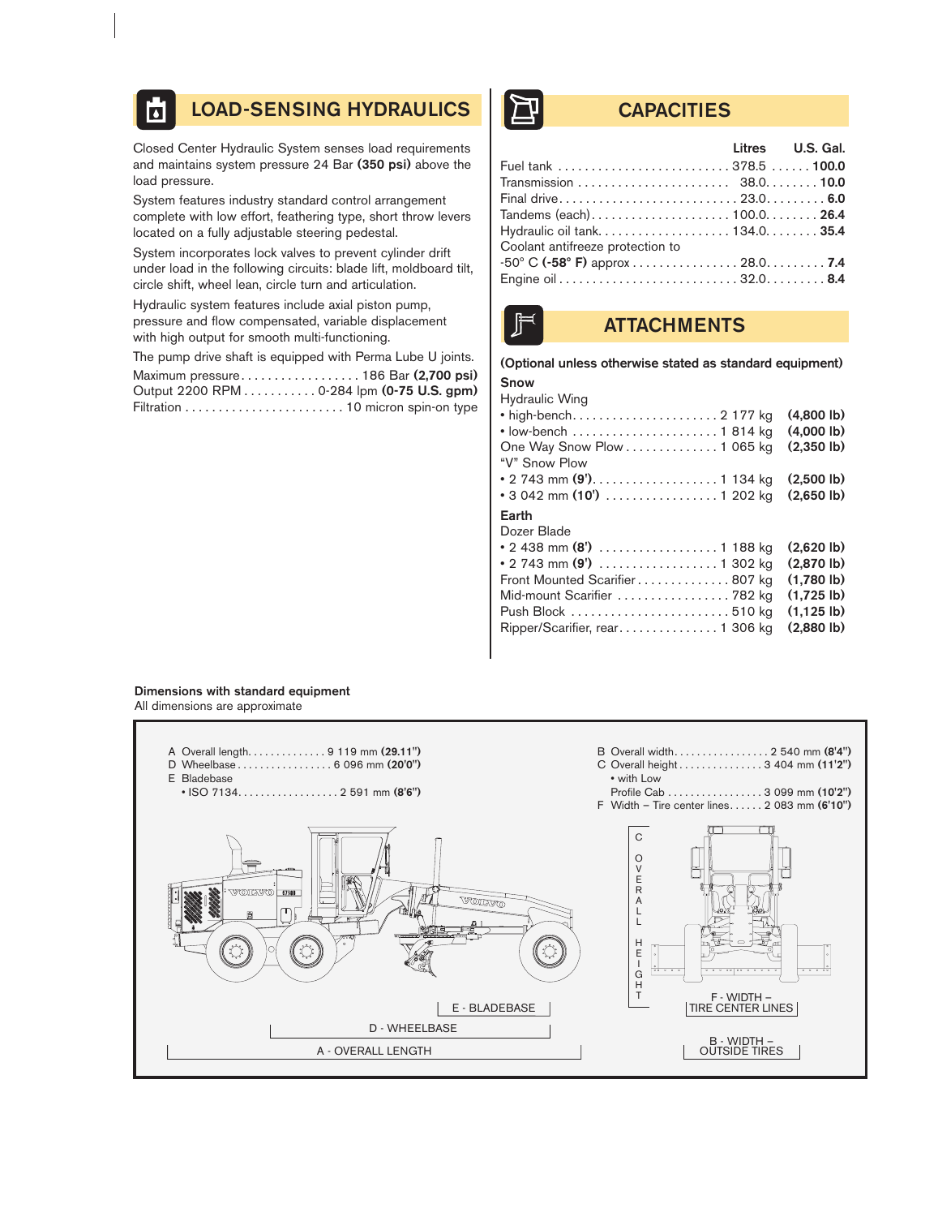## LOAD-SENSING HYDRAULICS

Closed Center Hydraulic System senses load requirements and maintains system pressure 24 Bar **(350 psi)** above the load pressure.

System features industry standard control arrangement complete with low effort, feathering type, short throw levers located on a fully adjustable steering pedestal.

System incorporates lock valves to prevent cylinder drift under load in the following circuits: blade lift, moldboard tilt, circle shift, wheel lean, circle turn and articulation.

Hydraulic system features include axial piston pump, pressure and flow compensated, variable displacement with high output for smooth multi-functioning.

The pump drive shaft is equipped with Perma Lube U joints.

Maximum pressure . . . . . . . . . . . . . . . . . . 186 Bar **(2,700 psi)**
Output 2200 RPM . . . . . . . . . . . 0-284 lpm **(0-75 U.S. gpm)**
Filtration . . . . . . . . . . . . . . . . . . . . . . . . 10 micron spin-on type

## CAPACITIES

| | Litres | U.S. Gal. |
|---|---|---|
| Fuel tank | 378.5 | **100.0** |
| Transmission | 38.0 | **10.0** |
| Final drive | 23.0 | **6.0** |
| Tandems (each) | 100.0 | **26.4** |
| Hydraulic oil tank | 134.0 | **35.4** |
| Coolant antifreeze protection to -50° C **(-58° F)** approx | 28.0 | **7.4** |
| Engine oil | 32.0 | **8.4** |

## ATTACHMENTS

**(Optional unless otherwise stated as standard equipment)**

**Snow**

Hydraulic Wing
- high-bench . . . . . . . . . . . . . . . . . . . . . 2 177 kg **(4,800 lb)**
- low-bench . . . . . . . . . . . . . . . . . . . . . 1 814 kg **(4,000 lb)**

One Way Snow Plow . . . . . . . . . . . . . . 1 065 kg **(2,350 lb)**

“V” Snow Plow
- 2 743 mm **(9')** . . . . . . . . . . . . . . . . . . 1 134 kg **(2,500 lb)**
- 3 042 mm **(10')** . . . . . . . . . . . . . . . . . 1 202 kg **(2,650 lb)**

**Earth**

Dozer Blade
- 2 438 mm **(8')** . . . . . . . . . . . . . . . . . 1 188 kg **(2,620 lb)**
- 2 743 mm **(9')** . . . . . . . . . . . . . . . . . 1 302 kg **(2,870 lb)**

Front Mounted Scarifier . . . . . . . . . . . . . . 807 kg **(1,780 lb)**
Mid-mount Scarifier . . . . . . . . . . . . . . . . . 782 kg **(1,725 lb)**
Push Block . . . . . . . . . . . . . . . . . . . . . . . . 510 kg **(1,125 lb)**
Ripper/Scarifier, rear . . . . . . . . . . . . . . . 1 306 kg **(2,880 lb)**

**Dimensions with standard equipment**
All dimensions are approximate

A Overall length . . . . . . . . . . . . . 9 119 mm **(29.11")**
D Wheelbase . . . . . . . . . . . . . . . . 6 096 mm **(20'0")**
E Bladebase
- ISO 7134 . . . . . . . . . . . . . . . . . 2 591 mm **(8'6")**

B Overall width . . . . . . . . . . . . . . . . 2 540 mm **(8'4")**
C Overall height . . . . . . . . . . . . . . . 3 404 mm **(11'2")**
- with Low Profile Cab . . . . . . . . . . . 3 099 mm **(10'2")**

F Width – Tire center lines . . . . . . 2 083 mm **(6'10")**

E - BLADEBASE
D - WHEELBASE
A - OVERALL LENGTH
C OVERALL HEIGHT
F - WIDTH – TIRE CENTER LINES
B - WIDTH – OUTSIDE TIRES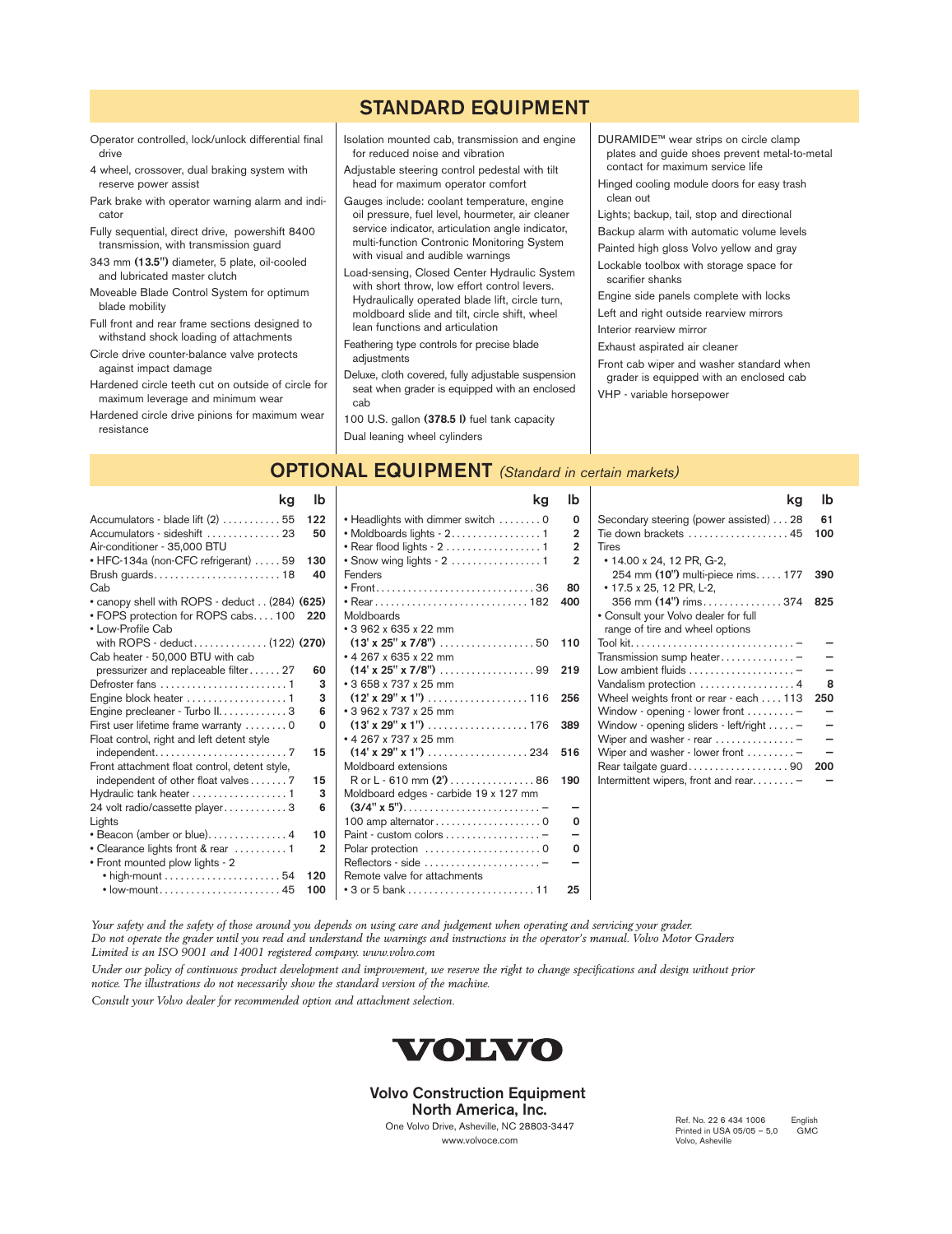## STANDARD EQUIPMENT

Operator controlled, lock/unlock differential final drive

4 wheel, crossover, dual braking system with reserve power assist

Park brake with operator warning alarm and indicator

Fully sequential, direct drive, powershift 8400 transmission, with transmission guard

343 mm **(13.5")** diameter, 5 plate, oil-cooled and lubricated master clutch

Moveable Blade Control System for optimum blade mobility

Full front and rear frame sections designed to withstand shock loading of attachments

Circle drive counter-balance valve protects against impact damage

Hardened circle teeth cut on outside of circle for maximum leverage and minimum wear

Hardened circle drive pinions for maximum wear resistance

Isolation mounted cab, transmission and engine for reduced noise and vibration

Adjustable steering control pedestal with tilt head for maximum operator comfort

Gauges include: coolant temperature, engine oil pressure, fuel level, hourmeter, air cleaner service indicator, articulation angle indicator, multi-function Contronic Monitoring System with visual and audible warnings

Load-sensing, Closed Center Hydraulic System with short throw, low effort control levers. Hydraulically operated blade lift, circle turn, moldboard slide and tilt, circle shift, wheel lean functions and articulation

Feathering type controls for precise blade adjustments

Deluxe, cloth covered, fully adjustable suspension seat when grader is equipped with an enclosed cab

100 U.S. gallon **(378.5 l)** fuel tank capacity

Dual leaning wheel cylinders

DURAMIDE™ wear strips on circle clamp plates and guide shoes prevent metal-to-metal contact for maximum service life

Hinged cooling module doors for easy trash clean out

Lights; backup, tail, stop and directional

Backup alarm with automatic volume levels

Painted high gloss Volvo yellow and gray

Lockable toolbox with storage space for scarifier shanks

Engine side panels complete with locks

Left and right outside rearview mirrors

Interior rearview mirror

Exhaust aspirated air cleaner

Front cab wiper and washer standard when grader is equipped with an enclosed cab

VHP - variable horsepower

## OPTIONAL EQUIPMENT *(Standard in certain markets)*

| | kg | lb |
|---|---|---|
| Accumulators - blade lift (2) | 55 | 122 |
| Accumulators - sideshift | 23 | 50 |
| Air-conditioner - 35,000 BTU | | |
| • HFC-134a (non-CFC refrigerant) | 59 | 130 |
| Brush guards | 18 | 40 |
| Cab | | |
| • canopy shell with ROPS - deduct | (284) | **(625)** |
| • FOPS protection for ROPS cabs | 100 | 220 |
| • Low-Profile Cab with ROPS - deduct | (122) | **(270)** |
| Cab heater - 50,000 BTU with cab pressurizer and replaceable filter | 27 | 60 |
| Defroster fans | 1 | 3 |
| Engine block heater | 1 | 3 |
| Engine precleaner - Turbo II. | 3 | 6 |
| First user lifetime frame warranty | 0 | 0 |
| Float control, right and left detent style independent | 7 | 15 |
| Front attachment float control, detent style, independent of other float valves | 7 | 15 |
| Hydraulic tank heater | 1 | 3 |
| 24 volt radio/cassette player | 3 | 6 |
| Lights | | |
| • Beacon (amber or blue) | 4 | 10 |
| • Clearance lights front & rear | 1 | 2 |
| • Front mounted plow lights - 2 | | |
| • high-mount | 54 | 120 |
| • low-mount | 45 | 100 |
| • Headlights with dimmer switch | 0 | 0 |
| • Moldboards lights - 2 | 1 | 2 |
| • Rear flood lights - 2 | 1 | 2 |
| • Snow wing lights - 2 | 1 | 2 |
| Fenders | | |
| • Front | 36 | 80 |
| • Rear | 182 | 400 |
| Moldboards | | |
| • 3 962 x 635 x 22 mm **(13' x 25" x 7/8")** | 50 | 110 |
| • 4 267 x 635 x 22 mm **(14' x 25" x 7/8")** | 99 | 219 |
| • 3 658 x 737 x 25 mm **(12' x 29" x 1")** | 116 | 256 |
| • 3 962 x 737 x 25 mm **(13' x 29" x 1")** | 176 | 389 |
| • 4 267 x 737 x 25 mm **(14' x 29" x 1")** | 234 | 516 |
| Moldboard extensions R or L - 610 mm **(2')** | 86 | 190 |
| Moldboard edges - carbide 19 x 127 mm **(3/4" x 5")** | – | – |
| 100 amp alternator | 0 | 0 |
| Paint - custom colors | – | – |
| Polar protection | 0 | 0 |
| Reflectors - side | – | – |
| Remote valve for attachments | | |
| • 3 or 5 bank | 11 | 25 |
| Secondary steering (power assisted) | 28 | 61 |
| Tie down brackets | 45 | 100 |
| Tires | | |
| • 14.00 x 24, 12 PR, G-2, 254 mm **(10")** multi-piece rims | 177 | 390 |
| • 17.5 x 25, 12 PR, L-2, 356 mm **(14")** rims | 374 | 825 |
| • Consult your Volvo dealer for full range of tire and wheel options | | |
| Tool kit | – | – |
| Transmission sump heater | – | – |
| Low ambient fluids | – | – |
| Vandalism protection | 4 | 8 |
| Wheel weights front or rear - each | 113 | 250 |
| Window - opening - lower front | – | – |
| Window - opening sliders - left/right | – | – |
| Wiper and washer - rear | – | – |
| Wiper and washer - lower front | – | – |
| Rear tailgate guard | 90 | 200 |
| Intermittent wipers, front and rear | – | – |

*Your safety and the safety of those around you depends on using care and judgement when operating and servicing your grader. Do not operate the grader until you read and understand the warnings and instructions in the operator's manual. Volvo Motor Graders Limited is an ISO 9001 and 14001 registered company. www.volvo.com*

*Under our policy of continuous product development and improvement, we reserve the right to change specifications and design without prior notice. The illustrations do not necessarily show the standard version of the machine.*

*Consult your Volvo dealer for recommended option and attachment selection.*

VOLVO

**Volvo Construction Equipment North America, Inc.**

One Volvo Drive, Asheville, NC 28803-3447

www.volvoce.com

Ref. No. 22 6 434 1006 English
Printed in USA 05/05 – 5,0 GMC
Volvo, Asheville